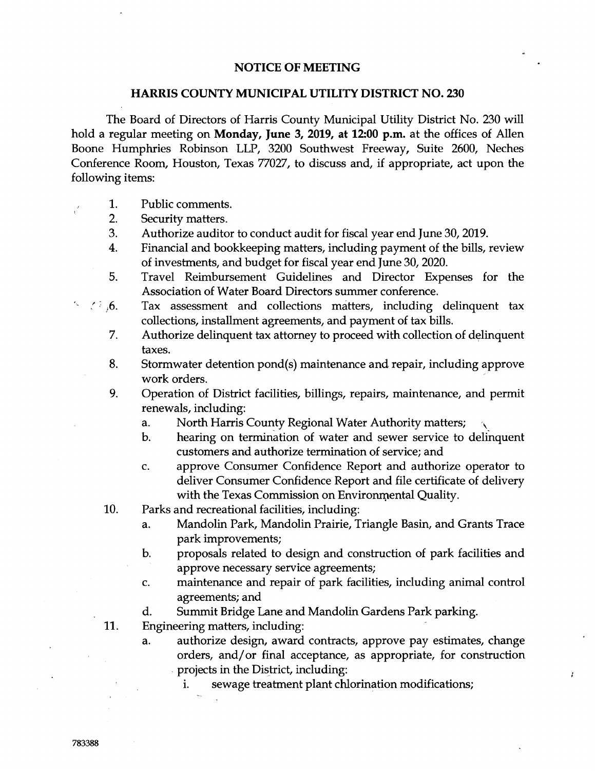# NOTICE OF MEETING

## HARRIS COUNTY MUNICIPAL UTILITY DISTRICT NO. 230

The Board of Directors of Harris County Municipal Utility District No. 230 will hold a regular meeting on **Monday, June 3, 2019, at 12:00 p.m.** at the offices of Allen Boone Humphries Robinson LLP, 3200 Southwest Freeway, Suite 2600, Neches Conference Room, Houston, Texas 77027, to discuss and, if appropriate, act upon the following items:

1. Public comments.
2. Security matters.
3. Authorize auditor to conduct audit for fiscal year end June 30, 2019.
4. Financial and bookkeeping matters, including payment of the bills, review of investments, and budget for fiscal year end June 30, 2020.
5. Travel Reimbursement Guidelines and Director Expenses for the Association of Water Board Directors summer conference.
6. Tax assessment and collections matters, including delinquent tax collections, installment agreements, and payment of tax bills.
7. Authorize delinquent tax attorney to proceed with collection of delinquent taxes.
8. Stormwater detention pond(s) maintenance and repair, including approve work orders.
9. Operation of District facilities, billings, repairs, maintenance, and permit renewals, including:
   a. North Harris County Regional Water Authority matters;
   b. hearing on termination of water and sewer service to delinquent customers and authorize termination of service; and
   c. approve Consumer Confidence Report and authorize operator to deliver Consumer Confidence Report and file certificate of delivery with the Texas Commission on Environmental Quality.
10. Parks and recreational facilities, including:
    a. Mandolin Park, Mandolin Prairie, Triangle Basin, and Grants Trace park improvements;
    b. proposals related to design and construction of park facilities and approve necessary service agreements;
    c. maintenance and repair of park facilities, including animal control agreements; and
    d. Summit Bridge Lane and Mandolin Gardens Park parking.
11. Engineering matters, including:
    a. authorize design, award contracts, approve pay estimates, change orders, and/or final acceptance, as appropriate, for construction projects in the District, including:
       i. sewage treatment plant chlorination modifications;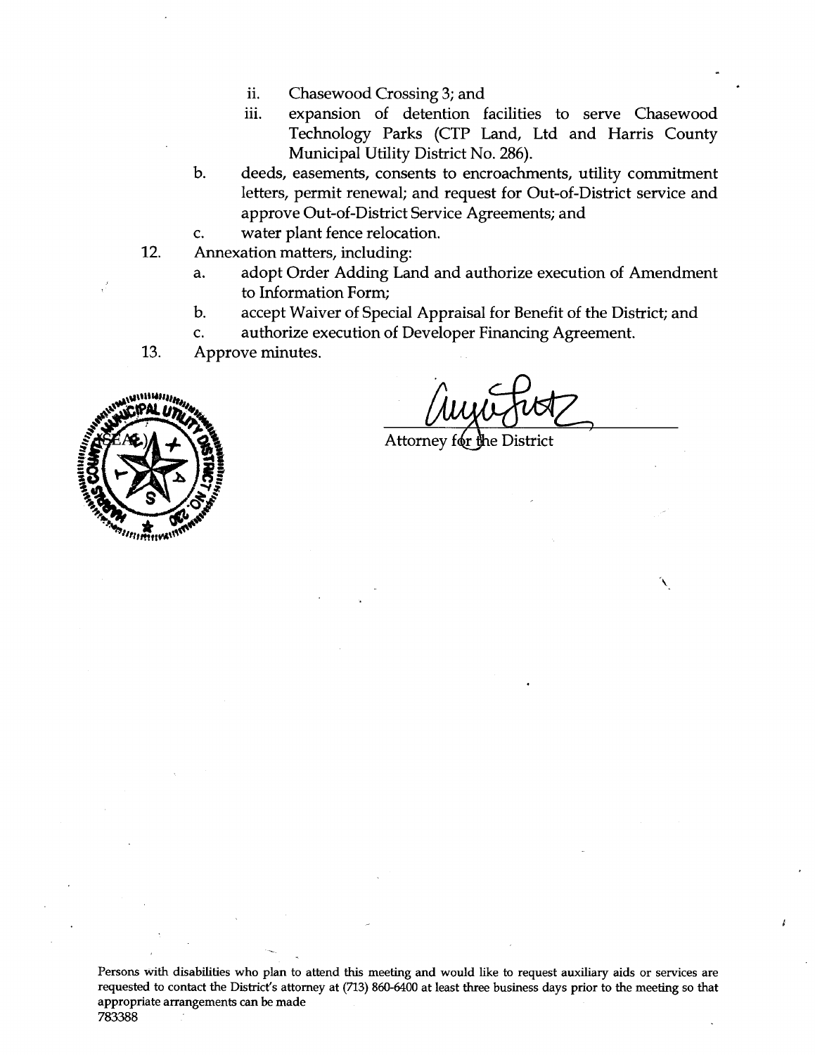- ii. Chasewood Crossing 3; and
   - iii. expansion of detention facilities to serve Chasewood Technology Parks (CTP Land, Ltd and Harris County Municipal Utility District No. 286).
   - b. deeds, easements, consents to encroachments, utility commitment letters, permit renewal; and request for Out-of-District service and approve Out-of-District Service Agreements; and
   - c. water plant fence relocation.

12. Annexation matters, including:
    - a. adopt Order Adding Land and authorize execution of Amendment to Information Form;
    - b. accept Waiver of Special Appraisal for Benefit of the District; and
    - c. authorize execution of Developer Financing Agreement.
13. Approve minutes.

(SEAL)

Attorney for the District

Persons with disabilities who plan to attend this meeting and would like to request auxiliary aids or services are requested to contact the District's attorney at (713) 860-6400 at least three business days prior to the meeting so that appropriate arrangements can be made

783388